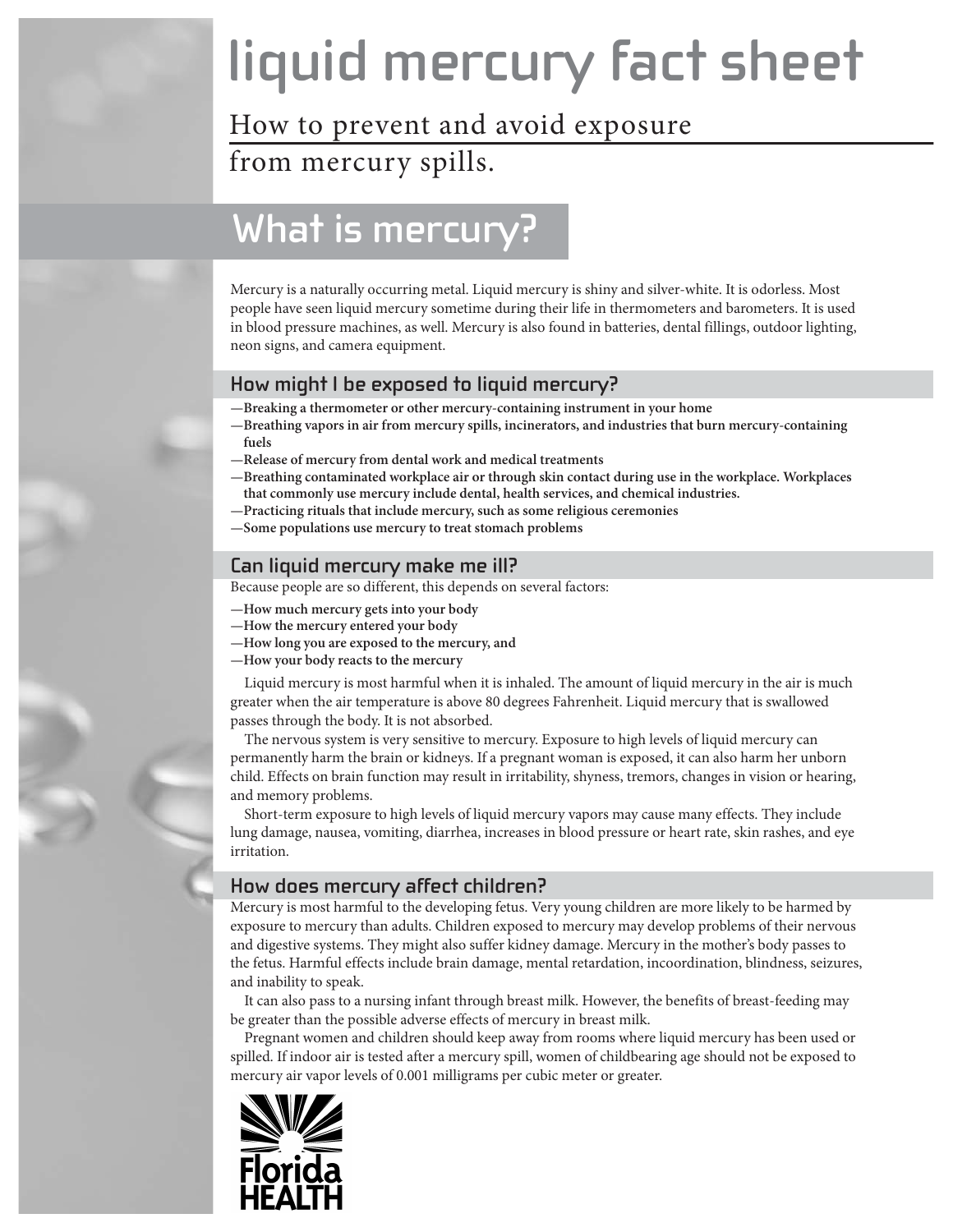# liquid mercury fact sheet

How to prevent and avoid exposure from mercury spills.

## What is mercury?

Mercury is a naturally occurring metal. Liquid mercury is shiny and silver-white. It is odorless. Most people have seen liquid mercury sometime during their life in thermometers and barometers. It is used in blood pressure machines, as well. Mercury is also found in batteries, dental fillings, outdoor lighting, neon signs, and camera equipment.

### How might I be exposed to liquid mercury?

- **Breaking a thermometer or other mercury-containing instrument in your home**
- **Breathing vapors in air from mercury spills, incinerators, and industries that burn mercury-containing fuels**
- **Release of mercury from dental work and medical treatments**
- **Breathing contaminated workplace air or through skin contact during use in the workplace. Workplaces that commonly use mercury include dental, health services, and chemical industries.**
- **Practicing rituals that include mercury, such as some religious ceremonies**
- **Some populations use mercury to treat stomach problems**

### Can liquid mercury make me ill?

Because people are so different, this depends on several factors:

- **How much mercury gets into your body**
- **How the mercury entered your body**
- **How long you are exposed to the mercury, and**
- **How your body reacts to the mercury**

Liquid mercury is most harmful when it is inhaled. The amount of liquid mercury in the air is much greater when the air temperature is above 80 degrees Fahrenheit. Liquid mercury that is swallowed passes through the body. It is not absorbed.

The nervous system is very sensitive to mercury. Exposure to high levels of liquid mercury can permanently harm the brain or kidneys. If a pregnant woman is exposed, it can also harm her unborn child. Effects on brain function may result in irritability, shyness, tremors, changes in vision or hearing, and memory problems.

Short-term exposure to high levels of liquid mercury vapors may cause many effects. They include lung damage, nausea, vomiting, diarrhea, increases in blood pressure or heart rate, skin rashes, and eye irritation.

### How does mercury affect children?

Mercury is most harmful to the developing fetus. Very young children are more likely to be harmed by exposure to mercury than adults. Children exposed to mercury may develop problems of their nervous and digestive systems. They might also suffer kidney damage. Mercury in the mother's body passes to the fetus. Harmful effects include brain damage, mental retardation, incoordination, blindness, seizures, and inability to speak.

It can also pass to a nursing infant through breast milk. However, the benefits of breast-feeding may be greater than the possible adverse effects of mercury in breast milk.

Pregnant women and children should keep away from rooms where liquid mercury has been used or spilled. If indoor air is tested after a mercury spill, women of childbearing age should not be exposed to mercury air vapor levels of 0.001 milligrams per cubic meter or greater.

Florida HEALTH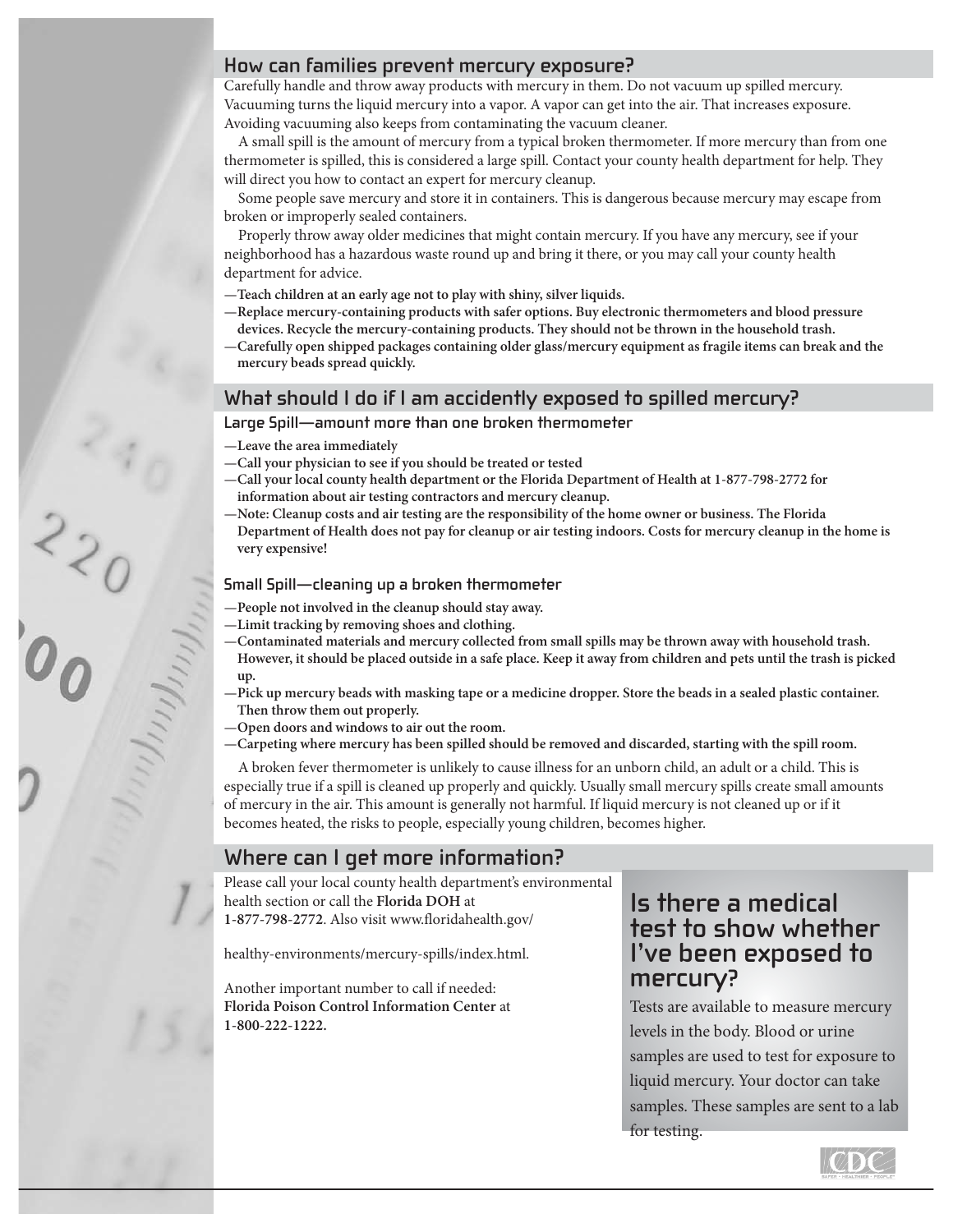## How can families prevent mercury exposure?

Carefully handle and throw away products with mercury in them. Do not vacuum up spilled mercury. Vacuuming turns the liquid mercury into a vapor. A vapor can get into the air. That increases exposure. Avoiding vacuuming also keeps from contaminating the vacuum cleaner.

A small spill is the amount of mercury from a typical broken thermometer. If more mercury than from one thermometer is spilled, this is considered a large spill. Contact your county health department for help. They will direct you how to contact an expert for mercury cleanup.

Some people save mercury and store it in containers. This is dangerous because mercury may escape from broken or improperly sealed containers.

Properly throw away older medicines that might contain mercury. If you have any mercury, see if your neighborhood has a hazardous waste round up and bring it there, or you may call your county health department for advice.

—**Teach children at an early age not to play with shiny, silver liquids.**

—**Replace mercury-containing products with safer options. Buy electronic thermometers and blood pressure devices. Recycle the mercury-containing products. They should not be thrown in the household trash.**

—**Carefully open shipped packages containing older glass/mercury equipment as fragile items can break and the mercury beads spread quickly.**

## What should I do if I am accidently exposed to spilled mercury?

### Large Spill—amount more than one broken thermometer

—**Leave the area immediately**

—**Call your physician to see if you should be treated or tested**

—**Call your local county health department or the Florida Department of Health at 1-877-798-2772 for information about air testing contractors and mercury cleanup.**

—**Note: Cleanup costs and air testing are the responsibility of the home owner or business. The Florida Department of Health does not pay for cleanup or air testing indoors. Costs for mercury cleanup in the home is very expensive!**

### Small Spill—cleaning up a broken thermometer

—**People not involved in the cleanup should stay away.**

—**Limit tracking by removing shoes and clothing.**

—**Contaminated materials and mercury collected from small spills may be thrown away with household trash. However, it should be placed outside in a safe place. Keep it away from children and pets until the trash is picked up.**

—**Pick up mercury beads with masking tape or a medicine dropper. Store the beads in a sealed plastic container. Then throw them out properly.**

—**Open doors and windows to air out the room.**

—**Carpeting where mercury has been spilled should be removed and discarded, starting with the spill room.**

A broken fever thermometer is unlikely to cause illness for an unborn child, an adult or a child. This is especially true if a spill is cleaned up properly and quickly. Usually small mercury spills create small amounts of mercury in the air. This amount is generally not harmful. If liquid mercury is not cleaned up or if it becomes heated, the risks to people, especially young children, becomes higher.

## Where can I get more information?

Please call your local county health department's environmental health section or call the **Florida DOH** at **1-877-798-2772**. Also visit www.floridahealth.gov/

healthy-environments/mercury-spills/index.html.

Another important number to call if needed: **Florida Poison Control Information Center** at **1-800-222-1222.**

## Is there a medical test to show whether I've been exposed to mercury?

Tests are available to measure mercury levels in the body. Blood or urine samples are used to test for exposure to liquid mercury. Your doctor can take samples. These samples are sent to a lab for testing.